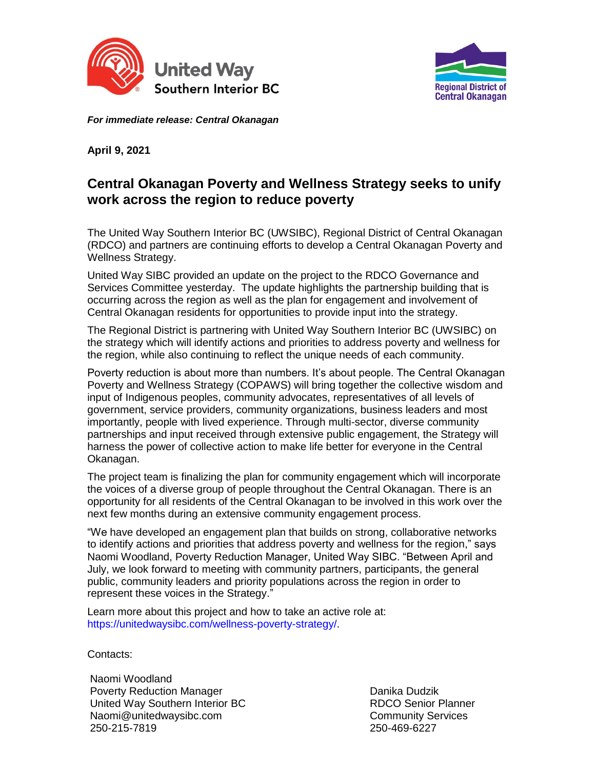United Way Southern Interior BC

Regional District of Central Okanagan

***For immediate release: Central Okanagan***

**April 9, 2021**

## Central Okanagan Poverty and Wellness Strategy seeks to unify work across the region to reduce poverty

The United Way Southern Interior BC (UWSIBC), Regional District of Central Okanagan (RDCO) and partners are continuing efforts to develop a Central Okanagan Poverty and Wellness Strategy.

United Way SIBC provided an update on the project to the RDCO Governance and Services Committee yesterday. The update highlights the partnership building that is occurring across the region as well as the plan for engagement and involvement of Central Okanagan residents for opportunities to provide input into the strategy.

The Regional District is partnering with United Way Southern Interior BC (UWSIBC) on the strategy which will identify actions and priorities to address poverty and wellness for the region, while also continuing to reflect the unique needs of each community.

Poverty reduction is about more than numbers. It's about people. The Central Okanagan Poverty and Wellness Strategy (COPAWS) will bring together the collective wisdom and input of Indigenous peoples, community advocates, representatives of all levels of government, service providers, community organizations, business leaders and most importantly, people with lived experience. Through multi-sector, diverse community partnerships and input received through extensive public engagement, the Strategy will harness the power of collective action to make life better for everyone in the Central Okanagan.

The project team is finalizing the plan for community engagement which will incorporate the voices of a diverse group of people throughout the Central Okanagan. There is an opportunity for all residents of the Central Okanagan to be involved in this work over the next few months during an extensive community engagement process.

"We have developed an engagement plan that builds on strong, collaborative networks to identify actions and priorities that address poverty and wellness for the region," says Naomi Woodland, Poverty Reduction Manager, United Way SIBC. "Between April and July, we look forward to meeting with community partners, participants, the general public, community leaders and priority populations across the region in order to represent these voices in the Strategy."

Learn more about this project and how to take an active role at: https://unitedwaysibc.com/wellness-poverty-strategy/.

Contacts:

Naomi Woodland
Poverty Reduction Manager
United Way Southern Interior BC
Naomi@unitedwaysibc.com
250-215-7819

Danika Dudzik
RDCO Senior Planner
Community Services
250-469-6227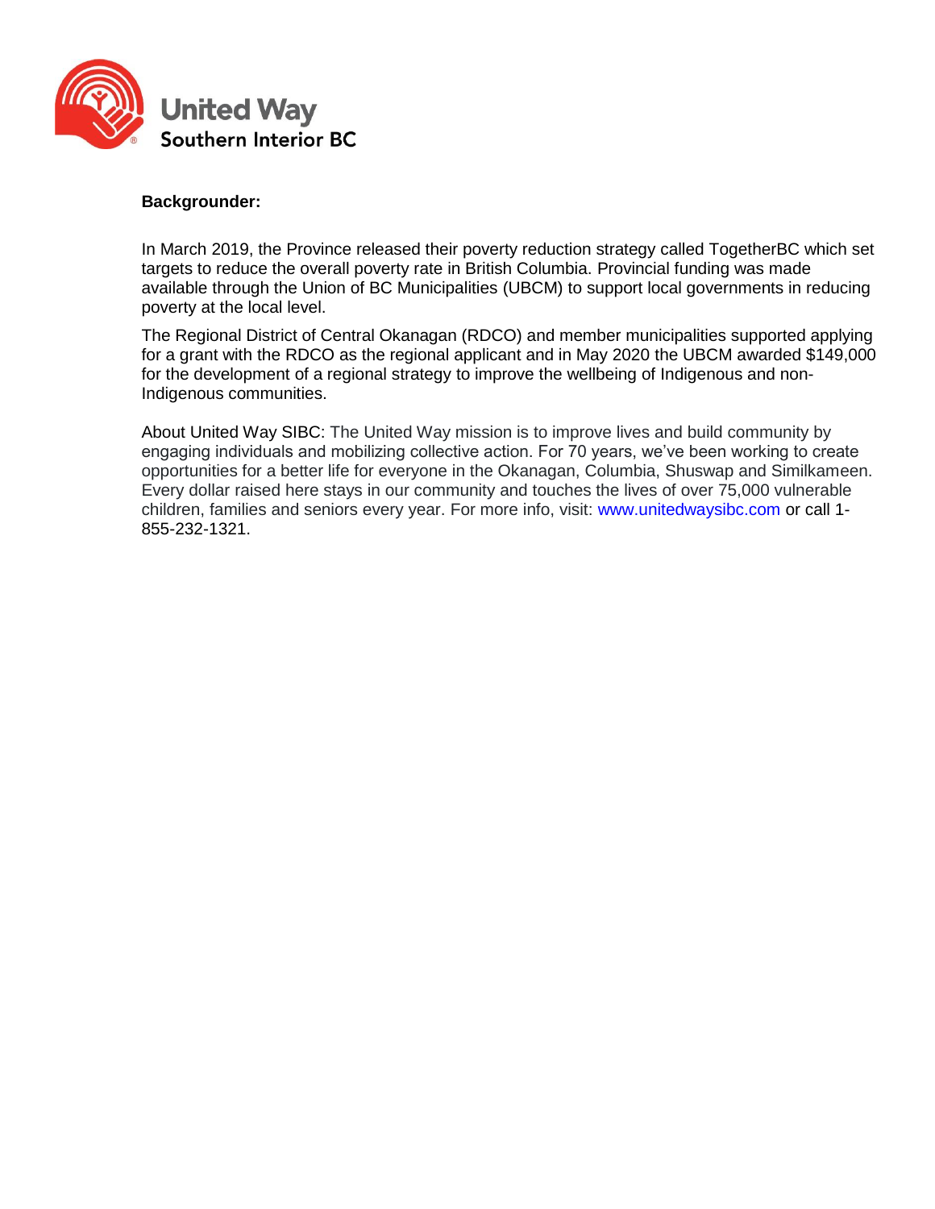**United Way**
**Southern Interior BC**

**Backgrounder:**

In March 2019, the Province released their poverty reduction strategy called TogetherBC which set targets to reduce the overall poverty rate in British Columbia. Provincial funding was made available through the Union of BC Municipalities (UBCM) to support local governments in reducing poverty at the local level.

The Regional District of Central Okanagan (RDCO) and member municipalities supported applying for a grant with the RDCO as the regional applicant and in May 2020 the UBCM awarded $149,000 for the development of a regional strategy to improve the wellbeing of Indigenous and non-Indigenous communities.

About United Way SIBC: The United Way mission is to improve lives and build community by engaging individuals and mobilizing collective action. For 70 years, we've been working to create opportunities for a better life for everyone in the Okanagan, Columbia, Shuswap and Similkameen. Every dollar raised here stays in our community and touches the lives of over 75,000 vulnerable children, families and seniors every year. For more info, visit: www.unitedwaysibc.com or call 1-855-232-1321.